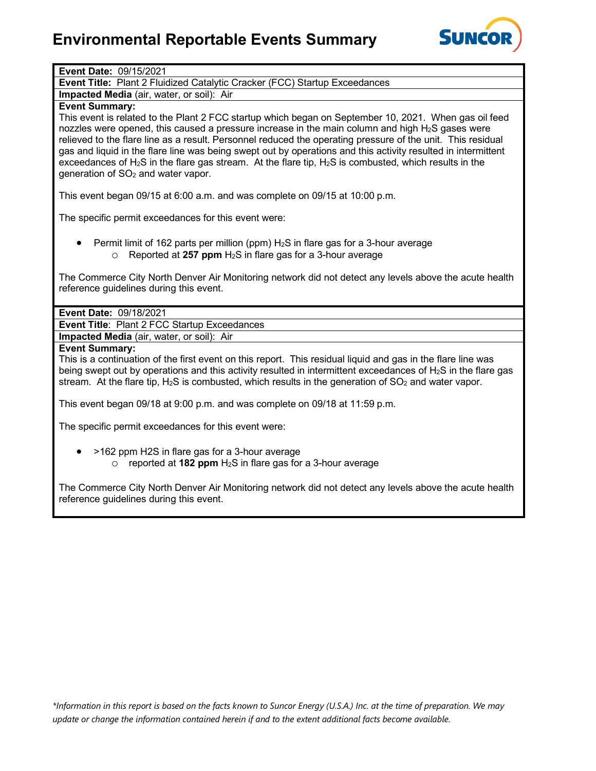# Environmental Reportable Events Summary

**Event Date:** 09/15/2021

**Event Title:** Plant 2 Fluidized Catalytic Cracker (FCC) Startup Exceedances

**Impacted Media** (air, water, or soil): Air

**Event Summary:**

This event is related to the Plant 2 FCC startup which began on September 10, 2021. When gas oil feed nozzles were opened, this caused a pressure increase in the main column and high $H_2S$ gases were relieved to the flare line as a result. Personnel reduced the operating pressure of the unit. This residual gas and liquid in the flare line was being swept out by operations and this activity resulted in intermittent exceedances of $H_2S$ in the flare gas stream. At the flare tip, $H_2S$ is combusted, which results in the generation of $SO_2$ and water vapor.

This event began 09/15 at 6:00 a.m. and was complete on 09/15 at 10:00 p.m.

The specific permit exceedances for this event were:

- Permit limit of 162 parts per million (ppm) $H_2S$ in flare gas for a 3-hour average
  - Reported at **257 ppm** $H_2S$ in flare gas for a 3-hour average

The Commerce City North Denver Air Monitoring network did not detect any levels above the acute health reference guidelines during this event.

**Event Date:** 09/18/2021

**Event Title**: Plant 2 FCC Startup Exceedances

**Impacted Media** (air, water, or soil): Air

**Event Summary:**

This is a continuation of the first event on this report. This residual liquid and gas in the flare line was being swept out by operations and this activity resulted in intermittent exceedances of $H_2S$ in the flare gas stream. At the flare tip, $H_2S$ is combusted, which results in the generation of $SO_2$ and water vapor.

This event began 09/18 at 9:00 p.m. and was complete on 09/18 at 11:59 p.m.

The specific permit exceedances for this event were:

- >162 ppm H2S in flare gas for a 3-hour average
  - reported at **182 ppm** $H_2S$ in flare gas for a 3-hour average

The Commerce City North Denver Air Monitoring network did not detect any levels above the acute health reference guidelines during this event.

*\*Information in this report is based on the facts known to Suncor Energy (U.S.A.) Inc. at the time of preparation. We may update or change the information contained herein if and to the extent additional facts become available.*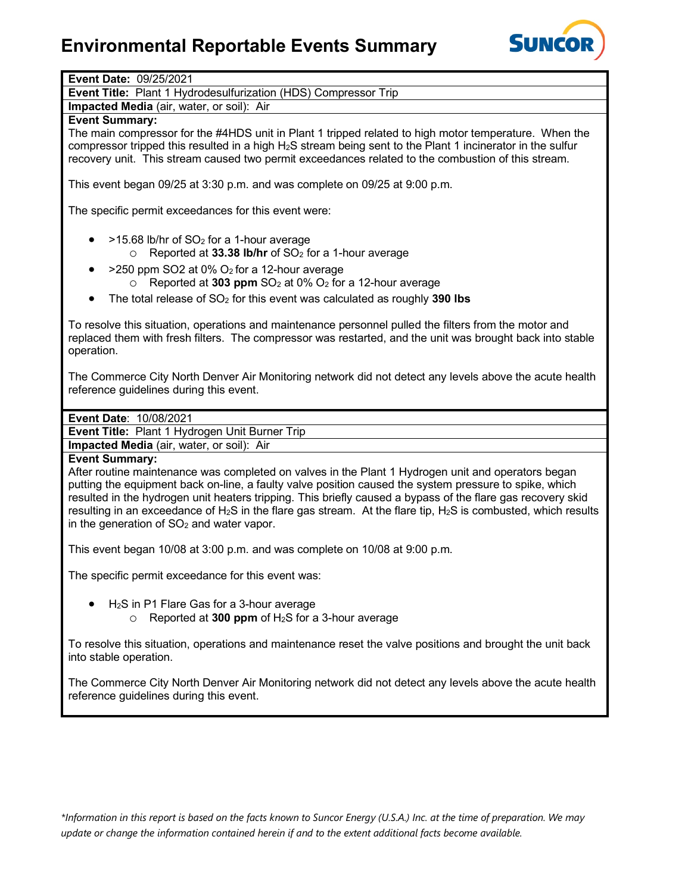# Environmental Reportable Events Summary

**Event Date:** 09/25/2021

**Event Title:** Plant 1 Hydrodesulfurization (HDS) Compressor Trip

**Impacted Media** (air, water, or soil): Air

**Event Summary:**

The main compressor for the #4HDS unit in Plant 1 tripped related to high motor temperature. When the compressor tripped this resulted in a high $H_2S$ stream being sent to the Plant 1 incinerator in the sulfur recovery unit. This stream caused two permit exceedances related to the combustion of this stream.

This event began 09/25 at 3:30 p.m. and was complete on 09/25 at 9:00 p.m.

The specific permit exceedances for this event were:

- >15.68 lb/hr of $SO_2$ for a 1-hour average
  - Reported at **33.38 lb/hr** of $SO_2$ for a 1-hour average
- >250 ppm SO2 at 0% $O_2$ for a 12-hour average
  - Reported at **303 ppm** $SO_2$ at 0% $O_2$ for a 12-hour average
- The total release of $SO_2$ for this event was calculated as roughly **390 lbs**

To resolve this situation, operations and maintenance personnel pulled the filters from the motor and replaced them with fresh filters. The compressor was restarted, and the unit was brought back into stable operation.

The Commerce City North Denver Air Monitoring network did not detect any levels above the acute health reference guidelines during this event.

---

**Event Date**: 10/08/2021

**Event Title:** Plant 1 Hydrogen Unit Burner Trip

**Impacted Media** (air, water, or soil): Air

**Event Summary:**

After routine maintenance was completed on valves in the Plant 1 Hydrogen unit and operators began putting the equipment back on-line, a faulty valve position caused the system pressure to spike, which resulted in the hydrogen unit heaters tripping. This briefly caused a bypass of the flare gas recovery skid resulting in an exceedance of $H_2S$ in the flare gas stream. At the flare tip, $H_2S$ is combusted, which results in the generation of $SO_2$ and water vapor.

This event began 10/08 at 3:00 p.m. and was complete on 10/08 at 9:00 p.m.

The specific permit exceedance for this event was:

- $H_2S$ in P1 Flare Gas for a 3-hour average
  - Reported at **300 ppm** of $H_2S$ for a 3-hour average

To resolve this situation, operations and maintenance reset the valve positions and brought the unit back into stable operation.

The Commerce City North Denver Air Monitoring network did not detect any levels above the acute health reference guidelines during this event.

*\*Information in this report is based on the facts known to Suncor Energy (U.S.A.) Inc. at the time of preparation. We may update or change the information contained herein if and to the extent additional facts become available.*